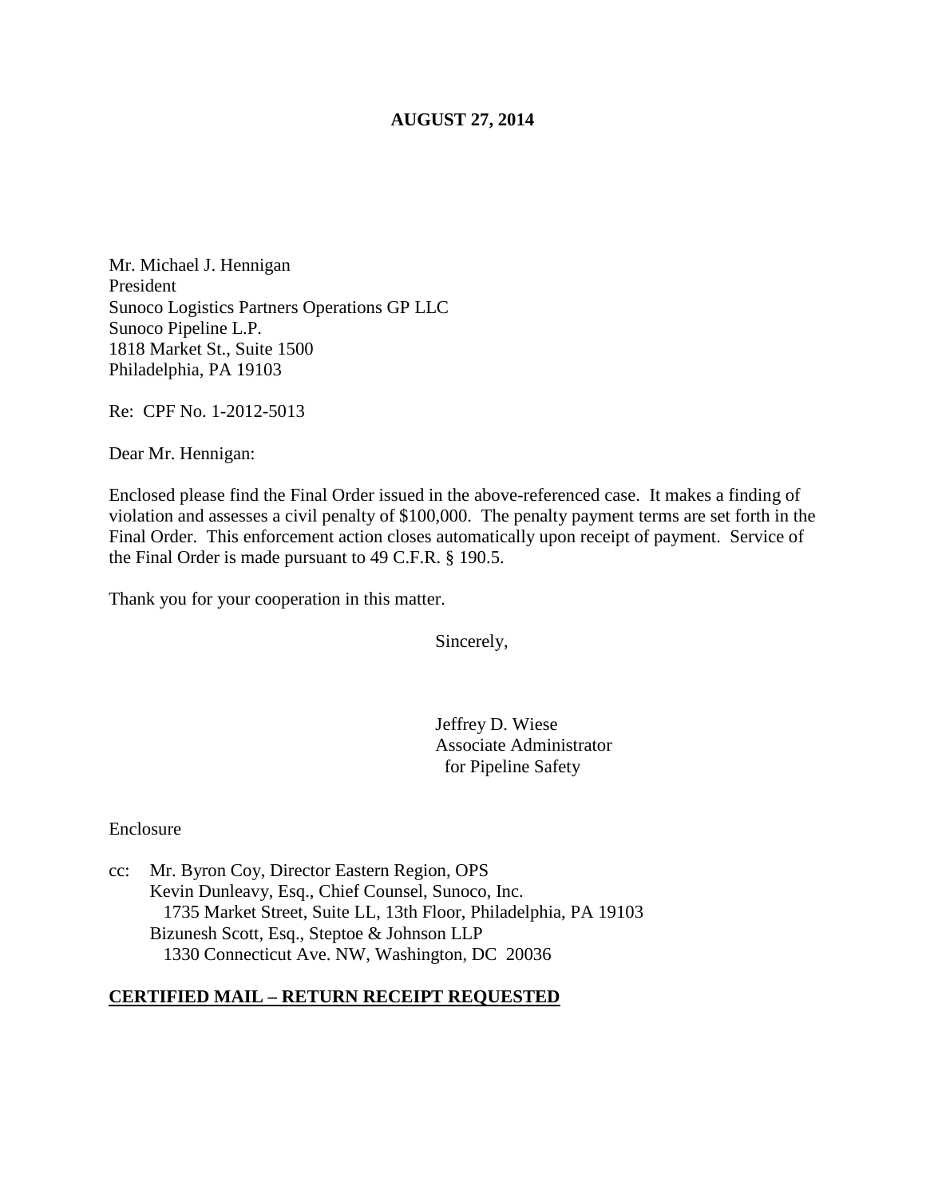**AUGUST 27, 2014**

Mr. Michael J. Hennigan  
President  
Sunoco Logistics Partners Operations GP LLC  
Sunoco Pipeline L.P.  
1818 Market St., Suite 1500  
Philadelphia, PA 19103

Re: CPF No. 1-2012-5013

Dear Mr. Hennigan:

Enclosed please find the Final Order issued in the above-referenced case. It makes a finding of violation and assesses a civil penalty of $100,000. The penalty payment terms are set forth in the Final Order. This enforcement action closes automatically upon receipt of payment. Service of the Final Order is made pursuant to 49 C.F.R. § 190.5.

Thank you for your cooperation in this matter.

Sincerely,

Jeffrey D. Wiese  
Associate Administrator  
for Pipeline Safety

Enclosure

cc: Mr. Byron Coy, Director Eastern Region, OPS  
Kevin Dunleavy, Esq., Chief Counsel, Sunoco, Inc.  
1735 Market Street, Suite LL, 13th Floor, Philadelphia, PA 19103  
Bizunesh Scott, Esq., Steptoe & Johnson LLP  
1330 Connecticut Ave. NW, Washington, DC 20036

**CERTIFIED MAIL – RETURN RECEIPT REQUESTED**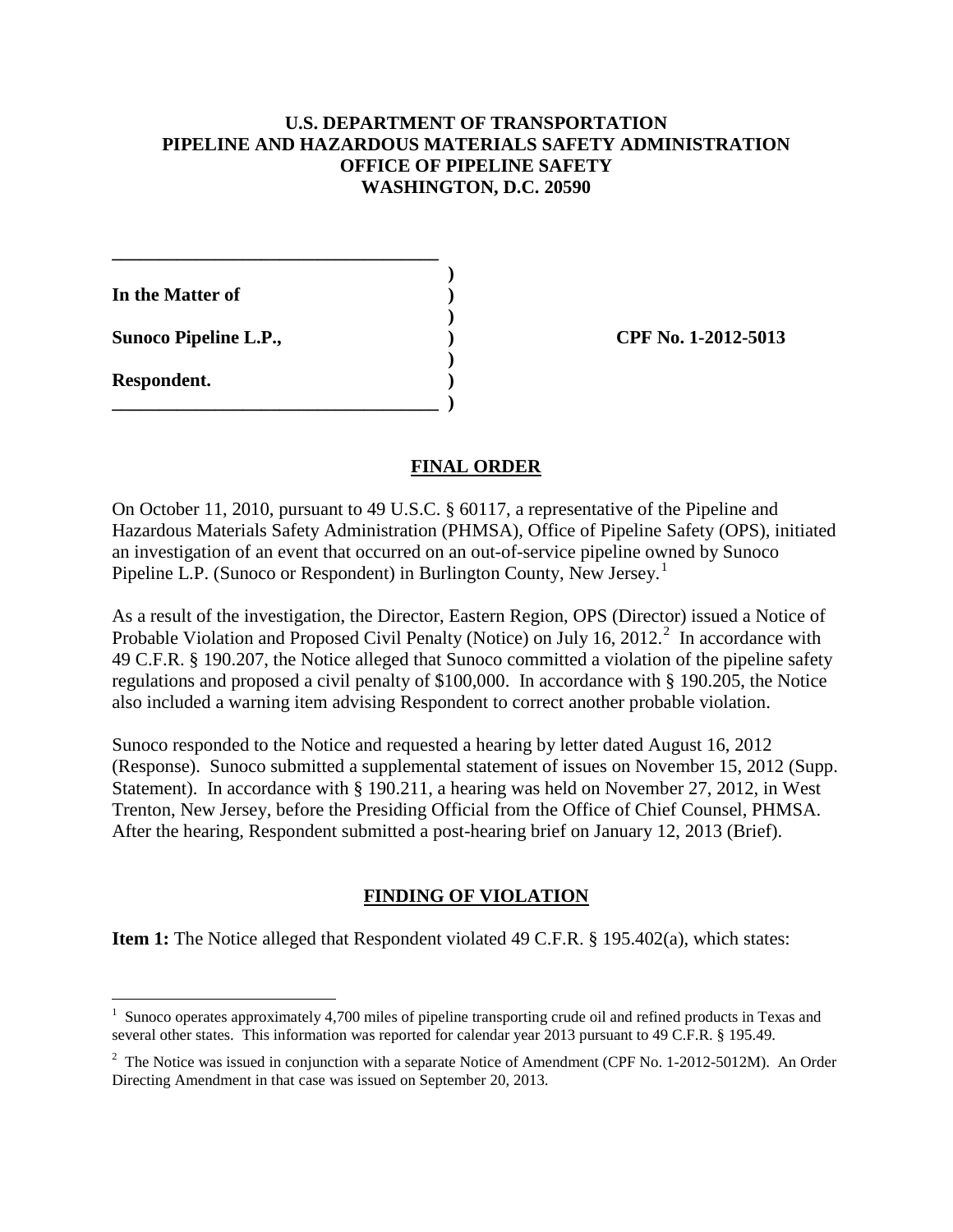**U.S. DEPARTMENT OF TRANSPORTATION**
**PIPELINE AND HAZARDOUS MATERIALS SAFETY ADMINISTRATION**
**OFFICE OF PIPELINE SAFETY**
**WASHINGTON, D.C. 20590**

| | |
|---|---|
| **In the Matter of** | |
| **Sunoco Pipeline L.P.,** | **CPF No. 1-2012-5013** |
| **Respondent.** | |

## FINAL ORDER

On October 11, 2010, pursuant to 49 U.S.C. § 60117, a representative of the Pipeline and Hazardous Materials Safety Administration (PHMSA), Office of Pipeline Safety (OPS), initiated an investigation of an event that occurred on an out-of-service pipeline owned by Sunoco Pipeline L.P. (Sunoco or Respondent) in Burlington County, New Jersey.[1]

As a result of the investigation, the Director, Eastern Region, OPS (Director) issued a Notice of Probable Violation and Proposed Civil Penalty (Notice) on July 16, 2012.[2] In accordance with 49 C.F.R. § 190.207, the Notice alleged that Sunoco committed a violation of the pipeline safety regulations and proposed a civil penalty of $100,000. In accordance with § 190.205, the Notice also included a warning item advising Respondent to correct another probable violation.

Sunoco responded to the Notice and requested a hearing by letter dated August 16, 2012 (Response). Sunoco submitted a supplemental statement of issues on November 15, 2012 (Supp. Statement). In accordance with § 190.211, a hearing was held on November 27, 2012, in West Trenton, New Jersey, before the Presiding Official from the Office of Chief Counsel, PHMSA. After the hearing, Respondent submitted a post-hearing brief on January 12, 2013 (Brief).

## FINDING OF VIOLATION

**Item 1:** The Notice alleged that Respondent violated 49 C.F.R. § 195.402(a), which states:

---

[1] Sunoco operates approximately 4,700 miles of pipeline transporting crude oil and refined products in Texas and several other states. This information was reported for calendar year 2013 pursuant to 49 C.F.R. § 195.49.

[2] The Notice was issued in conjunction with a separate Notice of Amendment (CPF No. 1-2012-5012M). An Order Directing Amendment in that case was issued on September 20, 2013.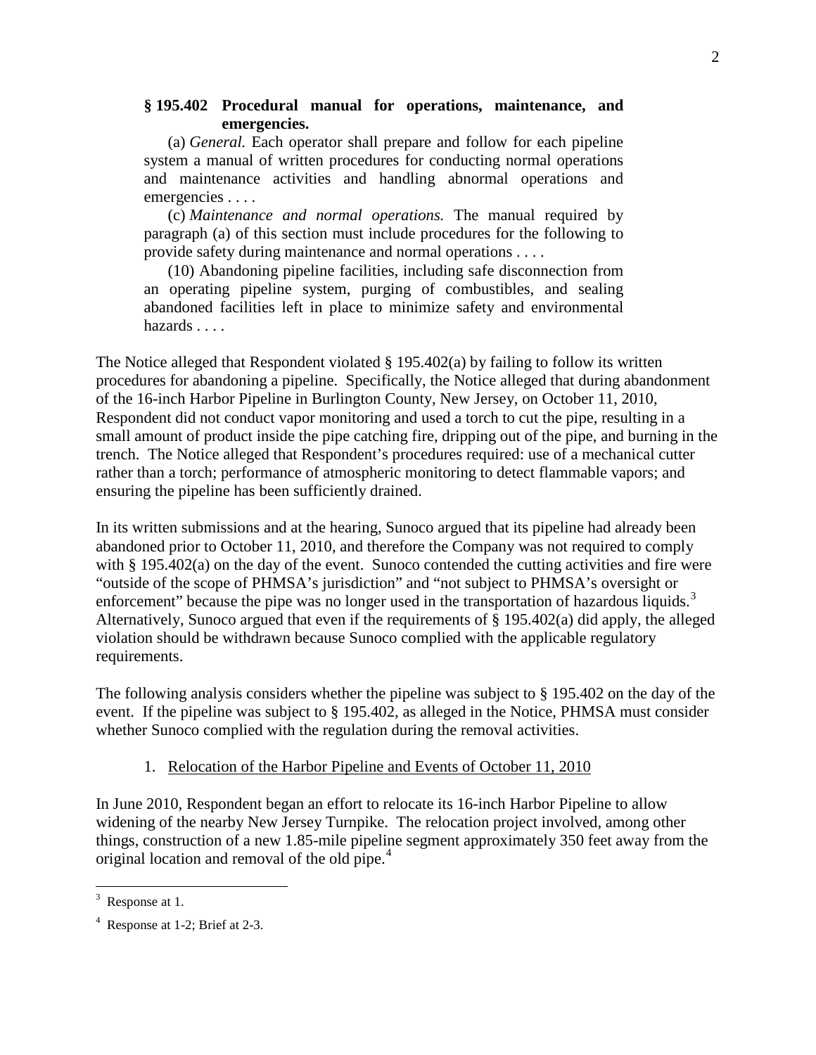**§ 195.402 Procedural manual for operations, maintenance, and emergencies.**

(a) *General.* Each operator shall prepare and follow for each pipeline system a manual of written procedures for conducting normal operations and maintenance activities and handling abnormal operations and emergencies . . . .

(c) *Maintenance and normal operations.* The manual required by paragraph (a) of this section must include procedures for the following to provide safety during maintenance and normal operations . . . .

(10) Abandoning pipeline facilities, including safe disconnection from an operating pipeline system, purging of combustibles, and sealing abandoned facilities left in place to minimize safety and environmental hazards . . . .

The Notice alleged that Respondent violated § 195.402(a) by failing to follow its written procedures for abandoning a pipeline. Specifically, the Notice alleged that during abandonment of the 16-inch Harbor Pipeline in Burlington County, New Jersey, on October 11, 2010, Respondent did not conduct vapor monitoring and used a torch to cut the pipe, resulting in a small amount of product inside the pipe catching fire, dripping out of the pipe, and burning in the trench. The Notice alleged that Respondent's procedures required: use of a mechanical cutter rather than a torch; performance of atmospheric monitoring to detect flammable vapors; and ensuring the pipeline has been sufficiently drained.

In its written submissions and at the hearing, Sunoco argued that its pipeline had already been abandoned prior to October 11, 2010, and therefore the Company was not required to comply with § 195.402(a) on the day of the event. Sunoco contended the cutting activities and fire were "outside of the scope of PHMSA's jurisdiction" and "not subject to PHMSA's oversight or enforcement" because the pipe was no longer used in the transportation of hazardous liquids.[3] Alternatively, Sunoco argued that even if the requirements of § 195.402(a) did apply, the alleged violation should be withdrawn because Sunoco complied with the applicable regulatory requirements.

The following analysis considers whether the pipeline was subject to § 195.402 on the day of the event. If the pipeline was subject to § 195.402, as alleged in the Notice, PHMSA must consider whether Sunoco complied with the regulation during the removal activities.

1. Relocation of the Harbor Pipeline and Events of October 11, 2010

In June 2010, Respondent began an effort to relocate its 16-inch Harbor Pipeline to allow widening of the nearby New Jersey Turnpike. The relocation project involved, among other things, construction of a new 1.85-mile pipeline segment approximately 350 feet away from the original location and removal of the old pipe.[4]

[3] Response at 1.

[4] Response at 1-2; Brief at 2-3.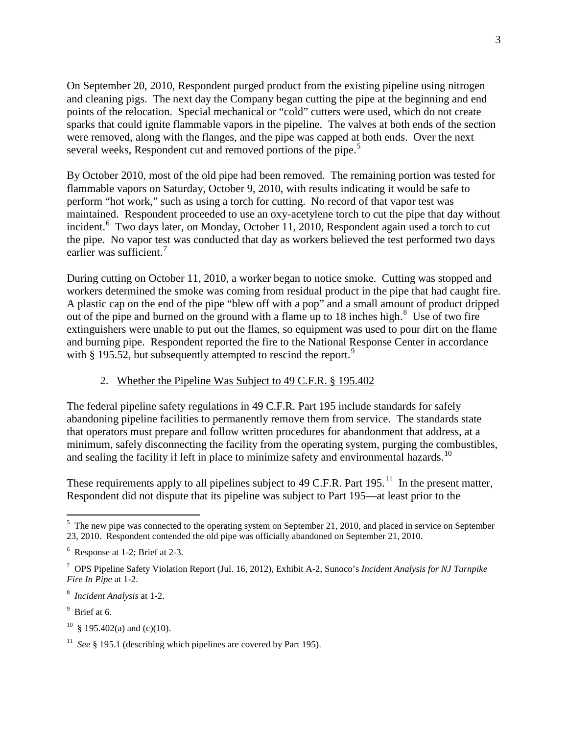On September 20, 2010, Respondent purged product from the existing pipeline using nitrogen and cleaning pigs. The next day the Company began cutting the pipe at the beginning and end points of the relocation. Special mechanical or "cold" cutters were used, which do not create sparks that could ignite flammable vapors in the pipeline. The valves at both ends of the section were removed, along with the flanges, and the pipe was capped at both ends. Over the next several weeks, Respondent cut and removed portions of the pipe.[5]

By October 2010, most of the old pipe had been removed. The remaining portion was tested for flammable vapors on Saturday, October 9, 2010, with results indicating it would be safe to perform "hot work," such as using a torch for cutting. No record of that vapor test was maintained. Respondent proceeded to use an oxy-acetylene torch to cut the pipe that day without incident.[6] Two days later, on Monday, October 11, 2010, Respondent again used a torch to cut the pipe. No vapor test was conducted that day as workers believed the test performed two days earlier was sufficient.[7]

During cutting on October 11, 2010, a worker began to notice smoke. Cutting was stopped and workers determined the smoke was coming from residual product in the pipe that had caught fire. A plastic cap on the end of the pipe "blew off with a pop" and a small amount of product dripped out of the pipe and burned on the ground with a flame up to 18 inches high.[8] Use of two fire extinguishers were unable to put out the flames, so equipment was used to pour dirt on the flame and burning pipe. Respondent reported the fire to the National Response Center in accordance with § 195.52, but subsequently attempted to rescind the report.[9]

2. Whether the Pipeline Was Subject to 49 C.F.R. § 195.402

The federal pipeline safety regulations in 49 C.F.R. Part 195 include standards for safely abandoning pipeline facilities to permanently remove them from service. The standards state that operators must prepare and follow written procedures for abandonment that address, at a minimum, safely disconnecting the facility from the operating system, purging the combustibles, and sealing the facility if left in place to minimize safety and environmental hazards.[10]

These requirements apply to all pipelines subject to 49 C.F.R. Part 195.[11] In the present matter, Respondent did not dispute that its pipeline was subject to Part 195—at least prior to the

---

[5] The new pipe was connected to the operating system on September 21, 2010, and placed in service on September 23, 2010. Respondent contended the old pipe was officially abandoned on September 21, 2010.

[6] Response at 1-2; Brief at 2-3.

[7] OPS Pipeline Safety Violation Report (Jul. 16, 2012), Exhibit A-2, Sunoco's *Incident Analysis for NJ Turnpike Fire In Pipe* at 1-2.

[8] *Incident Analysis* at 1-2.

[9] Brief at 6.

[10] § 195.402(a) and (c)(10).

[11] *See* § 195.1 (describing which pipelines are covered by Part 195).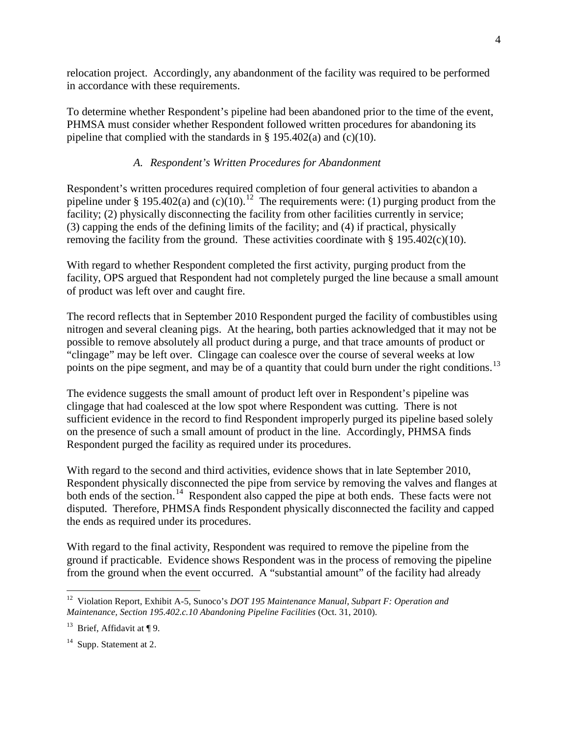relocation project. Accordingly, any abandonment of the facility was required to be performed in accordance with these requirements.

To determine whether Respondent's pipeline had been abandoned prior to the time of the event, PHMSA must consider whether Respondent followed written procedures for abandoning its pipeline that complied with the standards in § 195.402(a) and (c)(10).

### *A. Respondent's Written Procedures for Abandonment*

Respondent's written procedures required completion of four general activities to abandon a pipeline under § 195.402(a) and (c)(10).[12] The requirements were: (1) purging product from the facility; (2) physically disconnecting the facility from other facilities currently in service; (3) capping the ends of the defining limits of the facility; and (4) if practical, physically removing the facility from the ground. These activities coordinate with § 195.402(c)(10).

With regard to whether Respondent completed the first activity, purging product from the facility, OPS argued that Respondent had not completely purged the line because a small amount of product was left over and caught fire.

The record reflects that in September 2010 Respondent purged the facility of combustibles using nitrogen and several cleaning pigs. At the hearing, both parties acknowledged that it may not be possible to remove absolutely all product during a purge, and that trace amounts of product or "clingage" may be left over. Clingage can coalesce over the course of several weeks at low points on the pipe segment, and may be of a quantity that could burn under the right conditions.[13]

The evidence suggests the small amount of product left over in Respondent's pipeline was clingage that had coalesced at the low spot where Respondent was cutting. There is not sufficient evidence in the record to find Respondent improperly purged its pipeline based solely on the presence of such a small amount of product in the line. Accordingly, PHMSA finds Respondent purged the facility as required under its procedures.

With regard to the second and third activities, evidence shows that in late September 2010, Respondent physically disconnected the pipe from service by removing the valves and flanges at both ends of the section.[14] Respondent also capped the pipe at both ends. These facts were not disputed. Therefore, PHMSA finds Respondent physically disconnected the facility and capped the ends as required under its procedures.

With regard to the final activity, Respondent was required to remove the pipeline from the ground if practicable. Evidence shows Respondent was in the process of removing the pipeline from the ground when the event occurred. A "substantial amount" of the facility had already

---

[12] Violation Report, Exhibit A-5, Sunoco's *DOT 195 Maintenance Manual, Subpart F: Operation and Maintenance, Section 195.402.c.10 Abandoning Pipeline Facilities* (Oct. 31, 2010).

[13] Brief, Affidavit at ¶ 9.

[14] Supp. Statement at 2.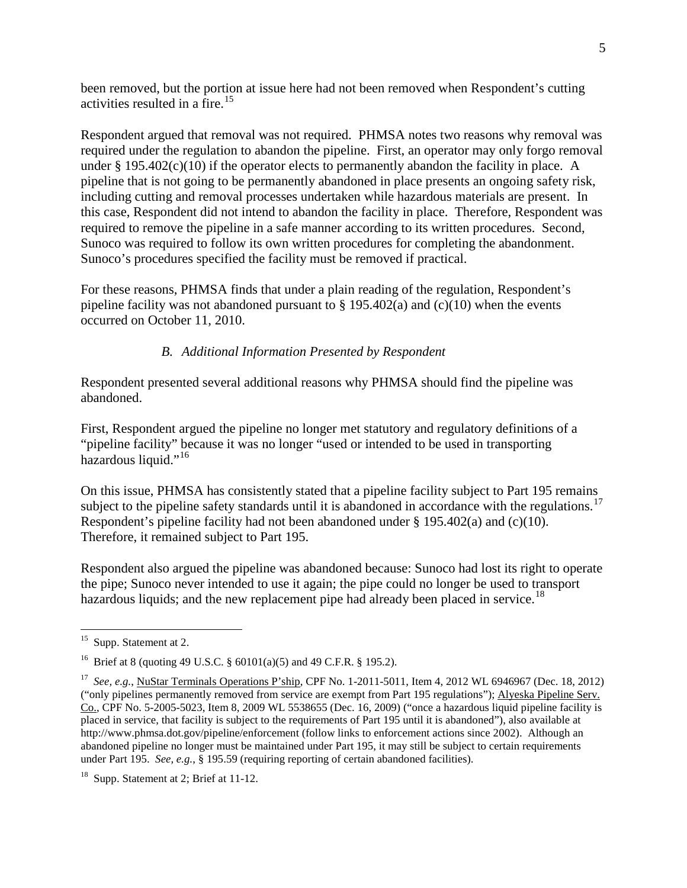been removed, but the portion at issue here had not been removed when Respondent's cutting activities resulted in a fire.[15]

Respondent argued that removal was not required. PHMSA notes two reasons why removal was required under the regulation to abandon the pipeline. First, an operator may only forgo removal under § 195.402(c)(10) if the operator elects to permanently abandon the facility in place. A pipeline that is not going to be permanently abandoned in place presents an ongoing safety risk, including cutting and removal processes undertaken while hazardous materials are present. In this case, Respondent did not intend to abandon the facility in place. Therefore, Respondent was required to remove the pipeline in a safe manner according to its written procedures. Second, Sunoco was required to follow its own written procedures for completing the abandonment. Sunoco's procedures specified the facility must be removed if practical.

For these reasons, PHMSA finds that under a plain reading of the regulation, Respondent's pipeline facility was not abandoned pursuant to § 195.402(a) and (c)(10) when the events occurred on October 11, 2010.

### *B. Additional Information Presented by Respondent*

Respondent presented several additional reasons why PHMSA should find the pipeline was abandoned.

First, Respondent argued the pipeline no longer met statutory and regulatory definitions of a "pipeline facility" because it was no longer "used or intended to be used in transporting hazardous liquid."[16]

On this issue, PHMSA has consistently stated that a pipeline facility subject to Part 195 remains subject to the pipeline safety standards until it is abandoned in accordance with the regulations.[17] Respondent's pipeline facility had not been abandoned under § 195.402(a) and (c)(10). Therefore, it remained subject to Part 195.

Respondent also argued the pipeline was abandoned because: Sunoco had lost its right to operate the pipe; Sunoco never intended to use it again; the pipe could no longer be used to transport hazardous liquids; and the new replacement pipe had already been placed in service.[18]

---

[15] Supp. Statement at 2.

[16] Brief at 8 (quoting 49 U.S.C. § 60101(a)(5) and 49 C.F.R. § 195.2).

[17] *See, e.g.*, NuStar Terminals Operations P'ship, CPF No. 1-2011-5011, Item 4, 2012 WL 6946967 (Dec. 18, 2012) ("only pipelines permanently removed from service are exempt from Part 195 regulations"); Alyeska Pipeline Serv. Co., CPF No. 5-2005-5023, Item 8, 2009 WL 5538655 (Dec. 16, 2009) ("once a hazardous liquid pipeline facility is placed in service, that facility is subject to the requirements of Part 195 until it is abandoned"), also available at http://www.phmsa.dot.gov/pipeline/enforcement (follow links to enforcement actions since 2002). Although an abandoned pipeline no longer must be maintained under Part 195, it may still be subject to certain requirements under Part 195. *See, e.g.*, § 195.59 (requiring reporting of certain abandoned facilities).

[18] Supp. Statement at 2; Brief at 11-12.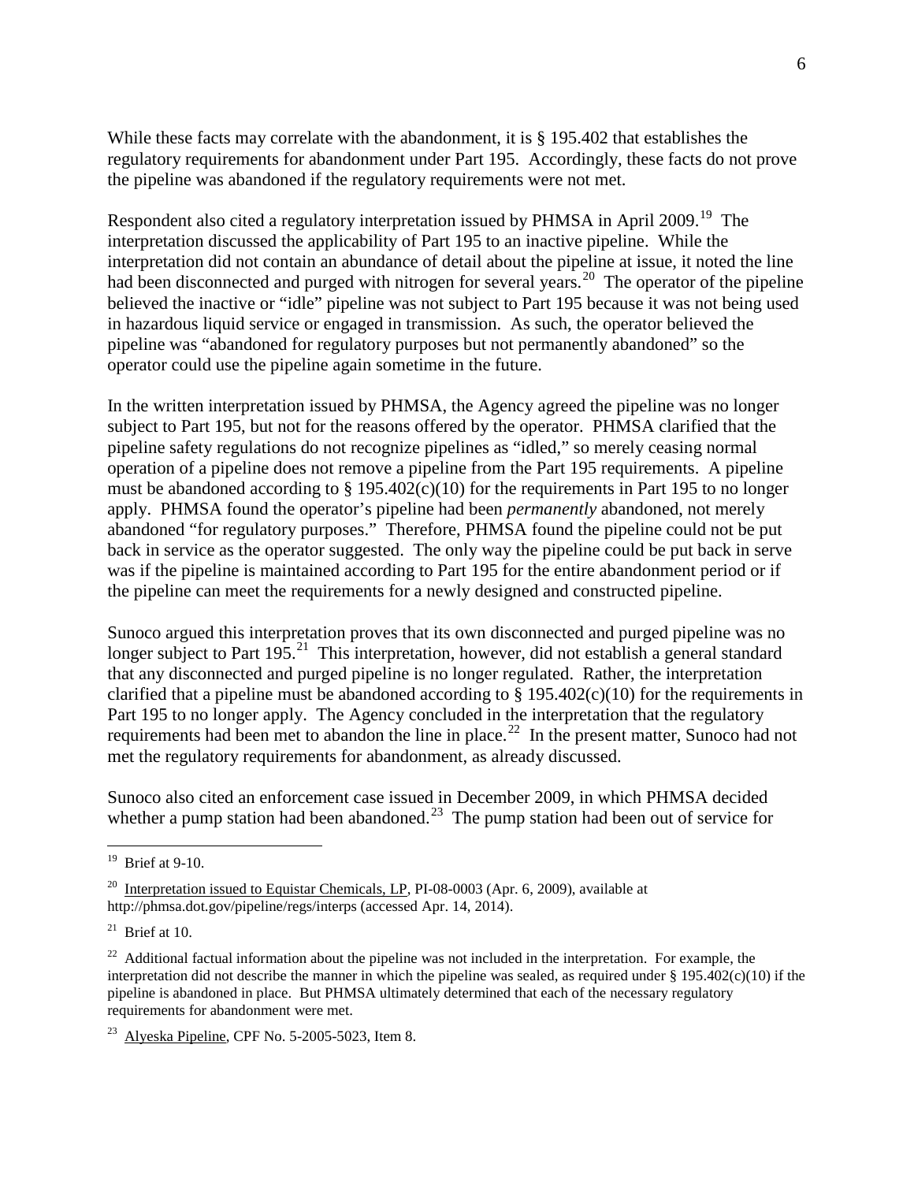While these facts may correlate with the abandonment, it is § 195.402 that establishes the regulatory requirements for abandonment under Part 195. Accordingly, these facts do not prove the pipeline was abandoned if the regulatory requirements were not met.

Respondent also cited a regulatory interpretation issued by PHMSA in April 2009.[19] The interpretation discussed the applicability of Part 195 to an inactive pipeline. While the interpretation did not contain an abundance of detail about the pipeline at issue, it noted the line had been disconnected and purged with nitrogen for several years.[20] The operator of the pipeline believed the inactive or "idle" pipeline was not subject to Part 195 because it was not being used in hazardous liquid service or engaged in transmission. As such, the operator believed the pipeline was "abandoned for regulatory purposes but not permanently abandoned" so the operator could use the pipeline again sometime in the future.

In the written interpretation issued by PHMSA, the Agency agreed the pipeline was no longer subject to Part 195, but not for the reasons offered by the operator. PHMSA clarified that the pipeline safety regulations do not recognize pipelines as "idled," so merely ceasing normal operation of a pipeline does not remove a pipeline from the Part 195 requirements. A pipeline must be abandoned according to § 195.402(c)(10) for the requirements in Part 195 to no longer apply. PHMSA found the operator's pipeline had been *permanently* abandoned, not merely abandoned "for regulatory purposes." Therefore, PHMSA found the pipeline could not be put back in service as the operator suggested. The only way the pipeline could be put back in serve was if the pipeline is maintained according to Part 195 for the entire abandonment period or if the pipeline can meet the requirements for a newly designed and constructed pipeline.

Sunoco argued this interpretation proves that its own disconnected and purged pipeline was no longer subject to Part 195.[21] This interpretation, however, did not establish a general standard that any disconnected and purged pipeline is no longer regulated. Rather, the interpretation clarified that a pipeline must be abandoned according to § 195.402(c)(10) for the requirements in Part 195 to no longer apply. The Agency concluded in the interpretation that the regulatory requirements had been met to abandon the line in place.[22] In the present matter, Sunoco had not met the regulatory requirements for abandonment, as already discussed.

Sunoco also cited an enforcement case issued in December 2009, in which PHMSA decided whether a pump station had been abandoned.[23] The pump station had been out of service for

---

[19] Brief at 9-10.

[20] Interpretation issued to Equistar Chemicals, LP, PI-08-0003 (Apr. 6, 2009), available at http://phmsa.dot.gov/pipeline/regs/interps (accessed Apr. 14, 2014).

[21] Brief at 10.

[22] Additional factual information about the pipeline was not included in the interpretation. For example, the interpretation did not describe the manner in which the pipeline was sealed, as required under § 195.402(c)(10) if the pipeline is abandoned in place. But PHMSA ultimately determined that each of the necessary regulatory requirements for abandonment were met.

[23] Alyeska Pipeline, CPF No. 5-2005-5023, Item 8.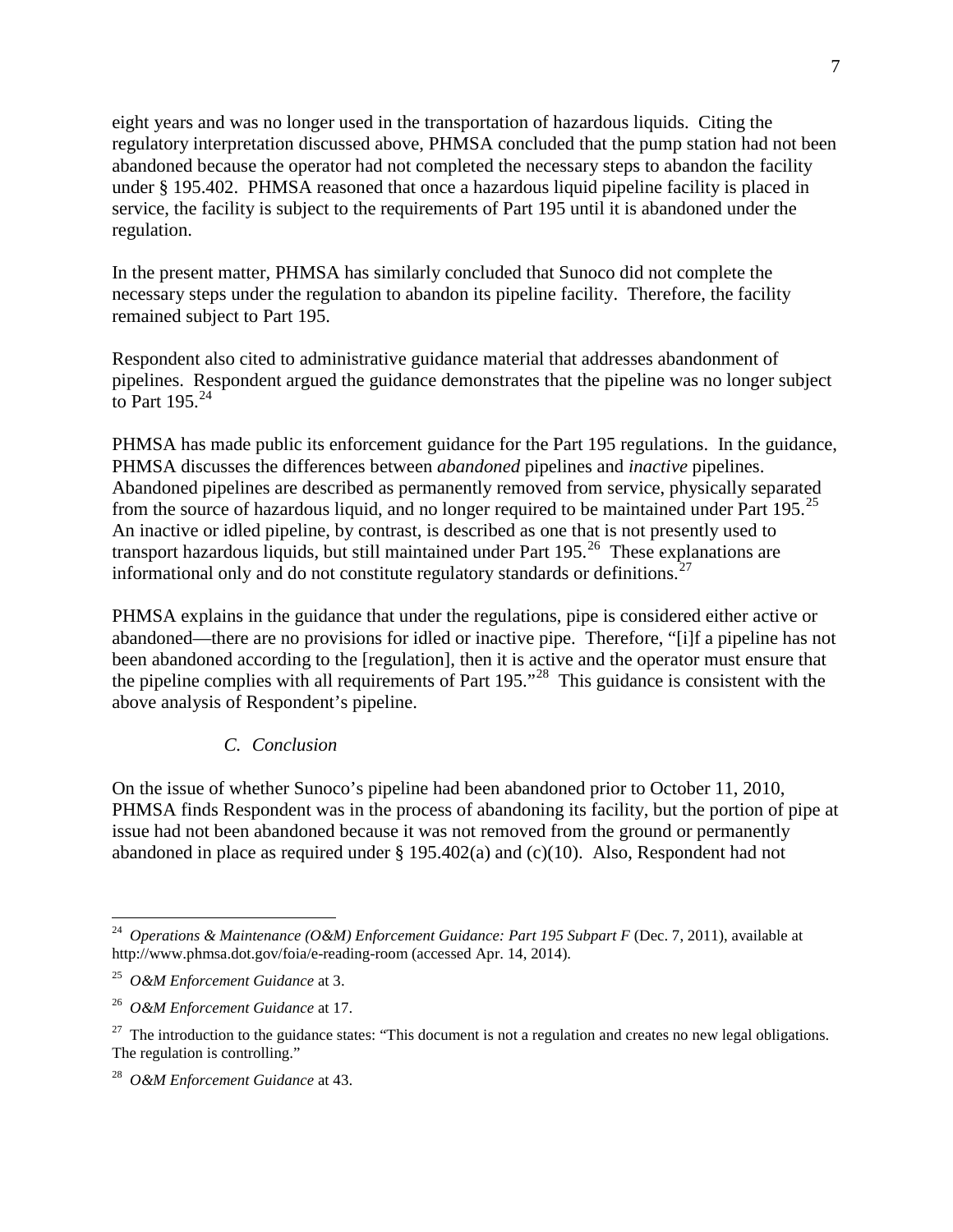eight years and was no longer used in the transportation of hazardous liquids. Citing the regulatory interpretation discussed above, PHMSA concluded that the pump station had not been abandoned because the operator had not completed the necessary steps to abandon the facility under § 195.402. PHMSA reasoned that once a hazardous liquid pipeline facility is placed in service, the facility is subject to the requirements of Part 195 until it is abandoned under the regulation.

In the present matter, PHMSA has similarly concluded that Sunoco did not complete the necessary steps under the regulation to abandon its pipeline facility. Therefore, the facility remained subject to Part 195.

Respondent also cited to administrative guidance material that addresses abandonment of pipelines. Respondent argued the guidance demonstrates that the pipeline was no longer subject to Part 195.[24]

PHMSA has made public its enforcement guidance for the Part 195 regulations. In the guidance, PHMSA discusses the differences between *abandoned* pipelines and *inactive* pipelines. Abandoned pipelines are described as permanently removed from service, physically separated from the source of hazardous liquid, and no longer required to be maintained under Part 195.[25] An inactive or idled pipeline, by contrast, is described as one that is not presently used to transport hazardous liquids, but still maintained under Part 195.[26] These explanations are informational only and do not constitute regulatory standards or definitions.[27]

PHMSA explains in the guidance that under the regulations, pipe is considered either active or abandoned—there are no provisions for idled or inactive pipe. Therefore, "[i]f a pipeline has not been abandoned according to the [regulation], then it is active and the operator must ensure that the pipeline complies with all requirements of Part 195."[28] This guidance is consistent with the above analysis of Respondent's pipeline.

### *C. Conclusion*

On the issue of whether Sunoco's pipeline had been abandoned prior to October 11, 2010, PHMSA finds Respondent was in the process of abandoning its facility, but the portion of pipe at issue had not been abandoned because it was not removed from the ground or permanently abandoned in place as required under § 195.402(a) and (c)(10). Also, Respondent had not

---

[24] *Operations & Maintenance (O&M) Enforcement Guidance: Part 195 Subpart F* (Dec. 7, 2011), available at http://www.phmsa.dot.gov/foia/e-reading-room (accessed Apr. 14, 2014).

[25] *O&M Enforcement Guidance* at 3.

[26] *O&M Enforcement Guidance* at 17.

[27] The introduction to the guidance states: "This document is not a regulation and creates no new legal obligations. The regulation is controlling."

[28] *O&M Enforcement Guidance* at 43.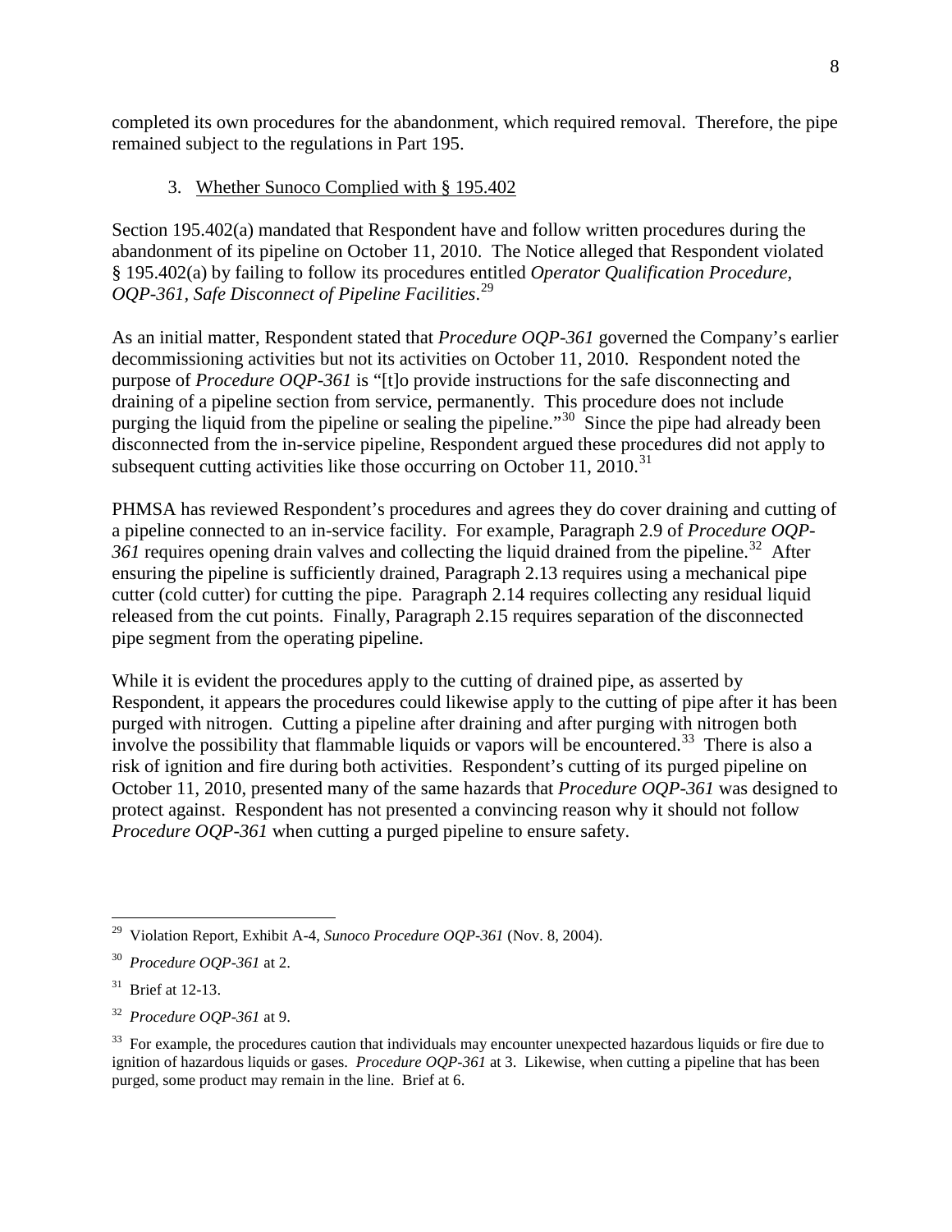completed its own procedures for the abandonment, which required removal. Therefore, the pipe remained subject to the regulations in Part 195.

3. Whether Sunoco Complied with § 195.402

Section 195.402(a) mandated that Respondent have and follow written procedures during the abandonment of its pipeline on October 11, 2010. The Notice alleged that Respondent violated § 195.402(a) by failing to follow its procedures entitled *Operator Qualification Procedure, OQP-361, Safe Disconnect of Pipeline Facilities*.[29]

As an initial matter, Respondent stated that *Procedure OQP-361* governed the Company's earlier decommissioning activities but not its activities on October 11, 2010. Respondent noted the purpose of *Procedure OQP-361* is "[t]o provide instructions for the safe disconnecting and draining of a pipeline section from service, permanently. This procedure does not include purging the liquid from the pipeline or sealing the pipeline."[30] Since the pipe had already been disconnected from the in-service pipeline, Respondent argued these procedures did not apply to subsequent cutting activities like those occurring on October 11, 2010.[31]

PHMSA has reviewed Respondent's procedures and agrees they do cover draining and cutting of a pipeline connected to an in-service facility. For example, Paragraph 2.9 of *Procedure OQP-361* requires opening drain valves and collecting the liquid drained from the pipeline.[32] After ensuring the pipeline is sufficiently drained, Paragraph 2.13 requires using a mechanical pipe cutter (cold cutter) for cutting the pipe. Paragraph 2.14 requires collecting any residual liquid released from the cut points. Finally, Paragraph 2.15 requires separation of the disconnected pipe segment from the operating pipeline.

While it is evident the procedures apply to the cutting of drained pipe, as asserted by Respondent, it appears the procedures could likewise apply to the cutting of pipe after it has been purged with nitrogen. Cutting a pipeline after draining and after purging with nitrogen both involve the possibility that flammable liquids or vapors will be encountered.[33] There is also a risk of ignition and fire during both activities. Respondent's cutting of its purged pipeline on October 11, 2010, presented many of the same hazards that *Procedure OQP-361* was designed to protect against. Respondent has not presented a convincing reason why it should not follow *Procedure OQP-361* when cutting a purged pipeline to ensure safety.

---

[29] Violation Report, Exhibit A-4, *Sunoco Procedure OQP-361* (Nov. 8, 2004).

[30] *Procedure OQP-361* at 2.

[31] Brief at 12-13.

[32] *Procedure OQP-361* at 9.

[33] For example, the procedures caution that individuals may encounter unexpected hazardous liquids or fire due to ignition of hazardous liquids or gases. *Procedure OQP-361* at 3. Likewise, when cutting a pipeline that has been purged, some product may remain in the line. Brief at 6.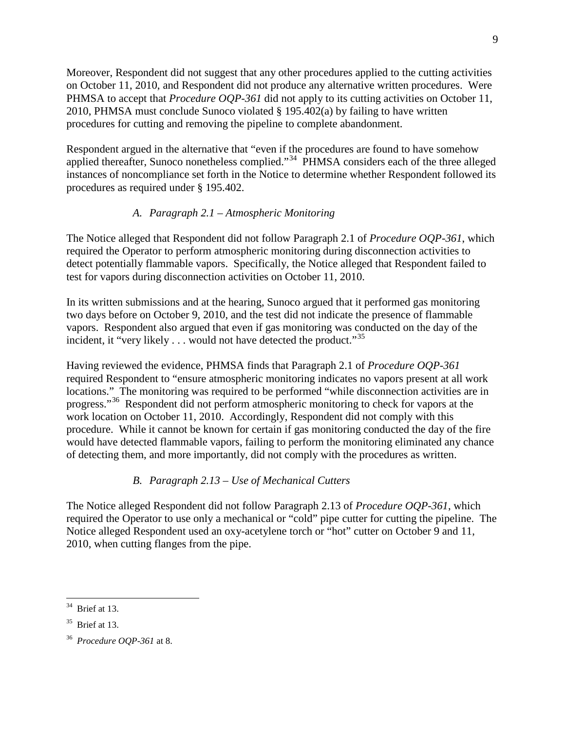Moreover, Respondent did not suggest that any other procedures applied to the cutting activities on October 11, 2010, and Respondent did not produce any alternative written procedures. Were PHMSA to accept that *Procedure OQP-361* did not apply to its cutting activities on October 11, 2010, PHMSA must conclude Sunoco violated § 195.402(a) by failing to have written procedures for cutting and removing the pipeline to complete abandonment.

Respondent argued in the alternative that "even if the procedures are found to have somehow applied thereafter, Sunoco nonetheless complied."[34] PHMSA considers each of the three alleged instances of noncompliance set forth in the Notice to determine whether Respondent followed its procedures as required under § 195.402.

### *A. Paragraph 2.1 – Atmospheric Monitoring*

The Notice alleged that Respondent did not follow Paragraph 2.1 of *Procedure OQP-361*, which required the Operator to perform atmospheric monitoring during disconnection activities to detect potentially flammable vapors. Specifically, the Notice alleged that Respondent failed to test for vapors during disconnection activities on October 11, 2010.

In its written submissions and at the hearing, Sunoco argued that it performed gas monitoring two days before on October 9, 2010, and the test did not indicate the presence of flammable vapors. Respondent also argued that even if gas monitoring was conducted on the day of the incident, it "very likely . . . would not have detected the product."[35]

Having reviewed the evidence, PHMSA finds that Paragraph 2.1 of *Procedure OQP-361* required Respondent to "ensure atmospheric monitoring indicates no vapors present at all work locations." The monitoring was required to be performed "while disconnection activities are in progress."[36] Respondent did not perform atmospheric monitoring to check for vapors at the work location on October 11, 2010. Accordingly, Respondent did not comply with this procedure. While it cannot be known for certain if gas monitoring conducted the day of the fire would have detected flammable vapors, failing to perform the monitoring eliminated any chance of detecting them, and more importantly, did not comply with the procedures as written.

### *B. Paragraph 2.13 – Use of Mechanical Cutters*

The Notice alleged Respondent did not follow Paragraph 2.13 of *Procedure OQP-361*, which required the Operator to use only a mechanical or "cold" pipe cutter for cutting the pipeline. The Notice alleged Respondent used an oxy-acetylene torch or "hot" cutter on October 9 and 11, 2010, when cutting flanges from the pipe.

---

[34] Brief at 13.

[35] Brief at 13.

[36] *Procedure OQP-361* at 8.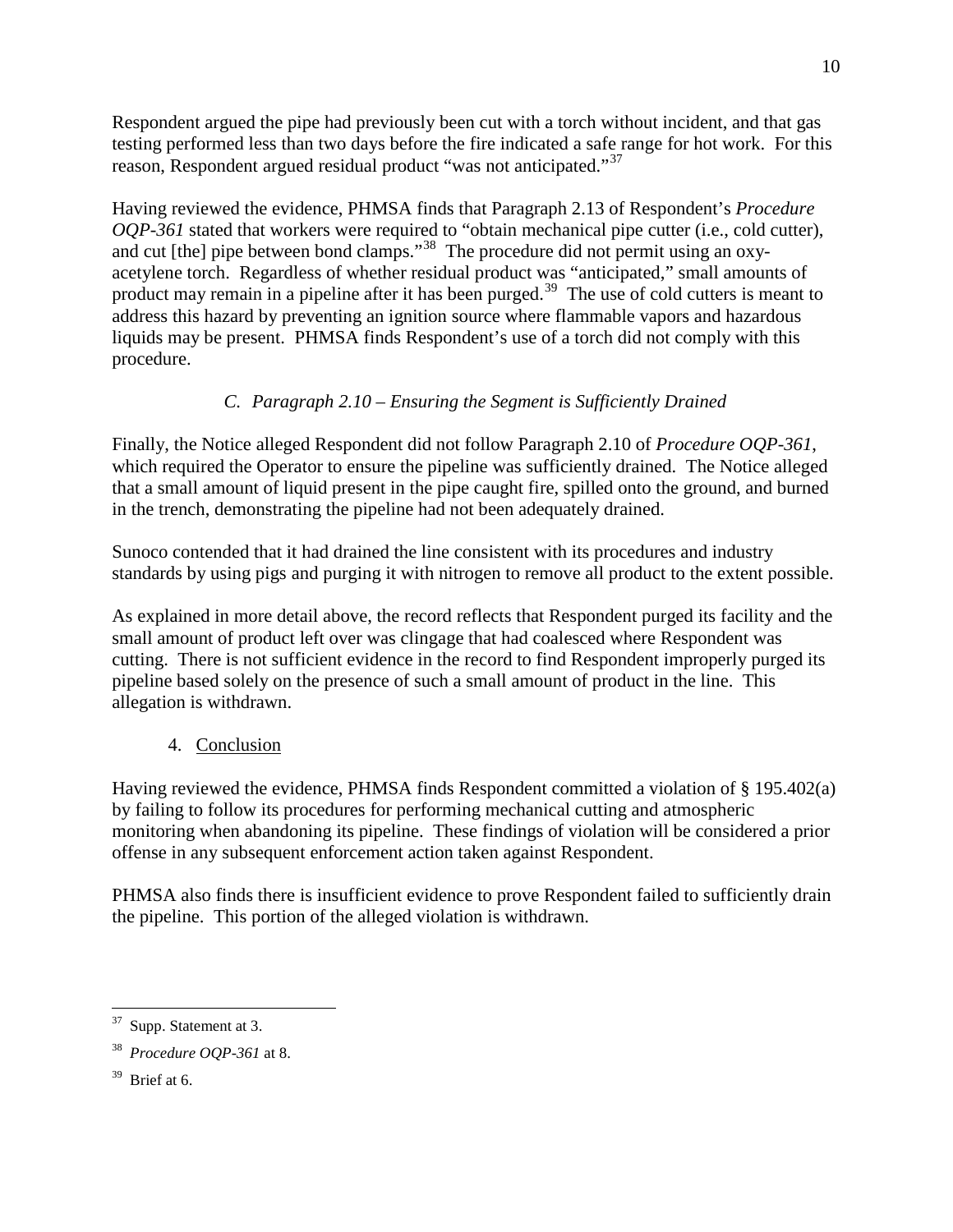Respondent argued the pipe had previously been cut with a torch without incident, and that gas testing performed less than two days before the fire indicated a safe range for hot work. For this reason, Respondent argued residual product "was not anticipated."[37]

Having reviewed the evidence, PHMSA finds that Paragraph 2.13 of Respondent's *Procedure OQP-361* stated that workers were required to "obtain mechanical pipe cutter (i.e., cold cutter), and cut [the] pipe between bond clamps."[38] The procedure did not permit using an oxy-acetylene torch. Regardless of whether residual product was "anticipated," small amounts of product may remain in a pipeline after it has been purged.[39] The use of cold cutters is meant to address this hazard by preventing an ignition source where flammable vapors and hazardous liquids may be present. PHMSA finds Respondent's use of a torch did not comply with this procedure.

### *C. Paragraph 2.10 – Ensuring the Segment is Sufficiently Drained*

Finally, the Notice alleged Respondent did not follow Paragraph 2.10 of *Procedure OQP-361*, which required the Operator to ensure the pipeline was sufficiently drained. The Notice alleged that a small amount of liquid present in the pipe caught fire, spilled onto the ground, and burned in the trench, demonstrating the pipeline had not been adequately drained.

Sunoco contended that it had drained the line consistent with its procedures and industry standards by using pigs and purging it with nitrogen to remove all product to the extent possible.

As explained in more detail above, the record reflects that Respondent purged its facility and the small amount of product left over was clingage that had coalesced where Respondent was cutting. There is not sufficient evidence in the record to find Respondent improperly purged its pipeline based solely on the presence of such a small amount of product in the line. This allegation is withdrawn.

### 4. Conclusion

Having reviewed the evidence, PHMSA finds Respondent committed a violation of § 195.402(a) by failing to follow its procedures for performing mechanical cutting and atmospheric monitoring when abandoning its pipeline. These findings of violation will be considered a prior offense in any subsequent enforcement action taken against Respondent.

PHMSA also finds there is insufficient evidence to prove Respondent failed to sufficiently drain the pipeline. This portion of the alleged violation is withdrawn.

---

[37] Supp. Statement at 3.

[38] *Procedure OQP-361* at 8.

[39] Brief at 6.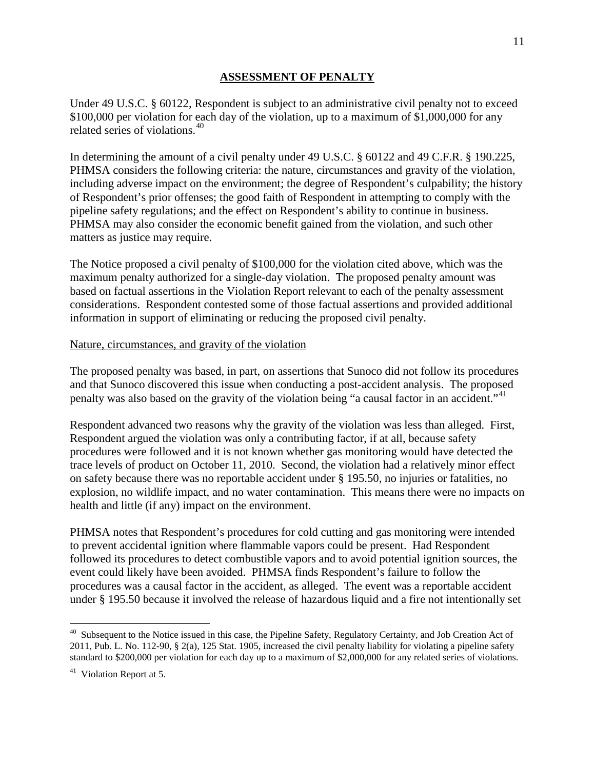## ASSESSMENT OF PENALTY

Under 49 U.S.C. § 60122, Respondent is subject to an administrative civil penalty not to exceed \$100,000 per violation for each day of the violation, up to a maximum of \$1,000,000 for any related series of violations.[40]

In determining the amount of a civil penalty under 49 U.S.C. § 60122 and 49 C.F.R. § 190.225, PHMSA considers the following criteria: the nature, circumstances and gravity of the violation, including adverse impact on the environment; the degree of Respondent's culpability; the history of Respondent's prior offenses; the good faith of Respondent in attempting to comply with the pipeline safety regulations; and the effect on Respondent's ability to continue in business. PHMSA may also consider the economic benefit gained from the violation, and such other matters as justice may require.

The Notice proposed a civil penalty of \$100,000 for the violation cited above, which was the maximum penalty authorized for a single-day violation. The proposed penalty amount was based on factual assertions in the Violation Report relevant to each of the penalty assessment considerations. Respondent contested some of those factual assertions and provided additional information in support of eliminating or reducing the proposed civil penalty.

Nature, circumstances, and gravity of the violation

The proposed penalty was based, in part, on assertions that Sunoco did not follow its procedures and that Sunoco discovered this issue when conducting a post-accident analysis. The proposed penalty was also based on the gravity of the violation being "a causal factor in an accident."[41]

Respondent advanced two reasons why the gravity of the violation was less than alleged. First, Respondent argued the violation was only a contributing factor, if at all, because safety procedures were followed and it is not known whether gas monitoring would have detected the trace levels of product on October 11, 2010. Second, the violation had a relatively minor effect on safety because there was no reportable accident under § 195.50, no injuries or fatalities, no explosion, no wildlife impact, and no water contamination. This means there were no impacts on health and little (if any) impact on the environment.

PHMSA notes that Respondent's procedures for cold cutting and gas monitoring were intended to prevent accidental ignition where flammable vapors could be present. Had Respondent followed its procedures to detect combustible vapors and to avoid potential ignition sources, the event could likely have been avoided. PHMSA finds Respondent's failure to follow the procedures was a causal factor in the accident, as alleged. The event was a reportable accident under § 195.50 because it involved the release of hazardous liquid and a fire not intentionally set

---

[40] Subsequent to the Notice issued in this case, the Pipeline Safety, Regulatory Certainty, and Job Creation Act of 2011, Pub. L. No. 112-90, § 2(a), 125 Stat. 1905, increased the civil penalty liability for violating a pipeline safety standard to \$200,000 per violation for each day up to a maximum of \$2,000,000 for any related series of violations.

[41] Violation Report at 5.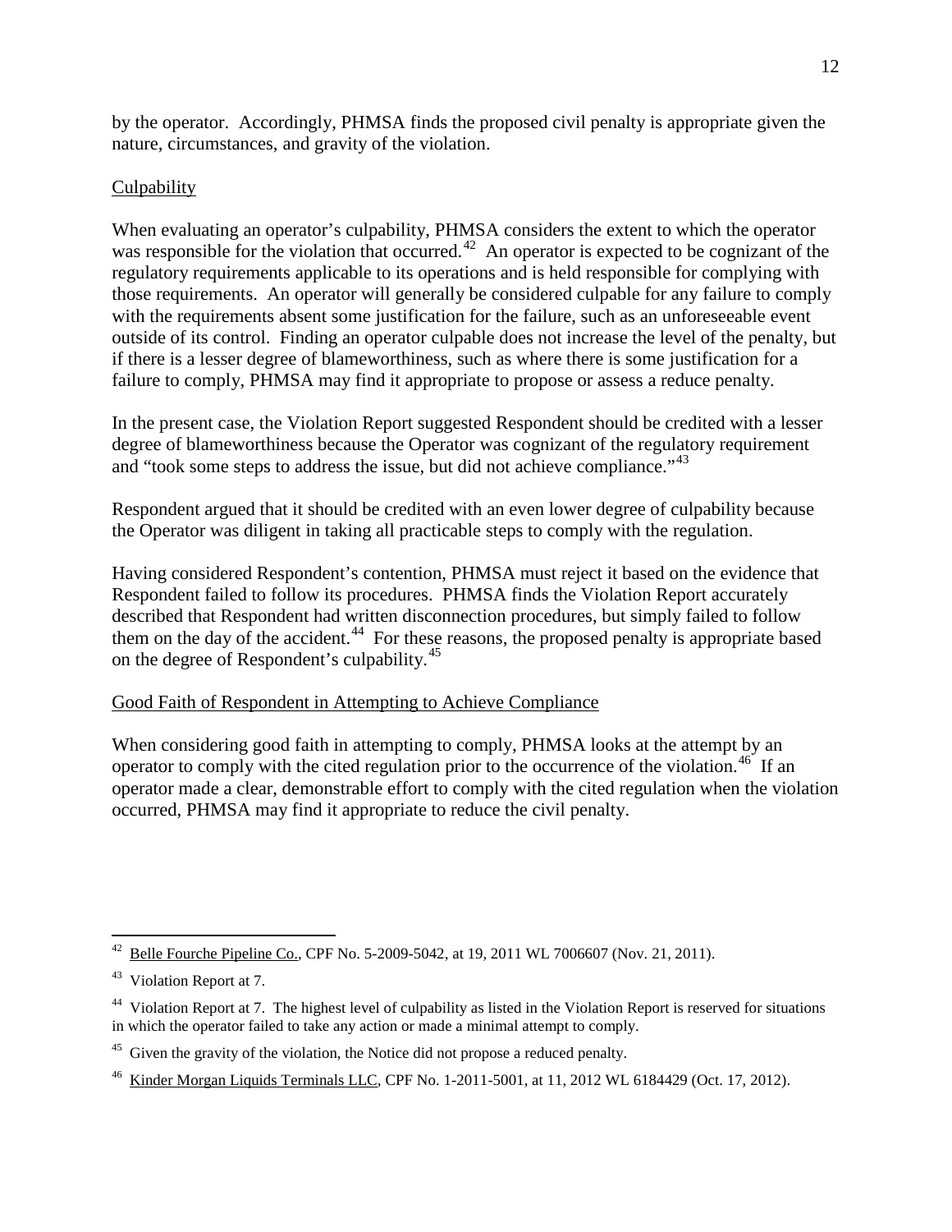by the operator. Accordingly, PHMSA finds the proposed civil penalty is appropriate given the nature, circumstances, and gravity of the violation.

Culpability

When evaluating an operator's culpability, PHMSA considers the extent to which the operator was responsible for the violation that occurred.[42] An operator is expected to be cognizant of the regulatory requirements applicable to its operations and is held responsible for complying with those requirements. An operator will generally be considered culpable for any failure to comply with the requirements absent some justification for the failure, such as an unforeseeable event outside of its control. Finding an operator culpable does not increase the level of the penalty, but if there is a lesser degree of blameworthiness, such as where there is some justification for a failure to comply, PHMSA may find it appropriate to propose or assess a reduce penalty.

In the present case, the Violation Report suggested Respondent should be credited with a lesser degree of blameworthiness because the Operator was cognizant of the regulatory requirement and "took some steps to address the issue, but did not achieve compliance."[43]

Respondent argued that it should be credited with an even lower degree of culpability because the Operator was diligent in taking all practicable steps to comply with the regulation.

Having considered Respondent's contention, PHMSA must reject it based on the evidence that Respondent failed to follow its procedures. PHMSA finds the Violation Report accurately described that Respondent had written disconnection procedures, but simply failed to follow them on the day of the accident.[44] For these reasons, the proposed penalty is appropriate based on the degree of Respondent's culpability.[45]

Good Faith of Respondent in Attempting to Achieve Compliance

When considering good faith in attempting to comply, PHMSA looks at the attempt by an operator to comply with the cited regulation prior to the occurrence of the violation.[46] If an operator made a clear, demonstrable effort to comply with the cited regulation when the violation occurred, PHMSA may find it appropriate to reduce the civil penalty.

---

[42] Belle Fourche Pipeline Co., CPF No. 5-2009-5042, at 19, 2011 WL 7006607 (Nov. 21, 2011).

[43] Violation Report at 7.

[44] Violation Report at 7. The highest level of culpability as listed in the Violation Report is reserved for situations in which the operator failed to take any action or made a minimal attempt to comply.

[45] Given the gravity of the violation, the Notice did not propose a reduced penalty.

[46] Kinder Morgan Liquids Terminals LLC, CPF No. 1-2011-5001, at 11, 2012 WL 6184429 (Oct. 17, 2012).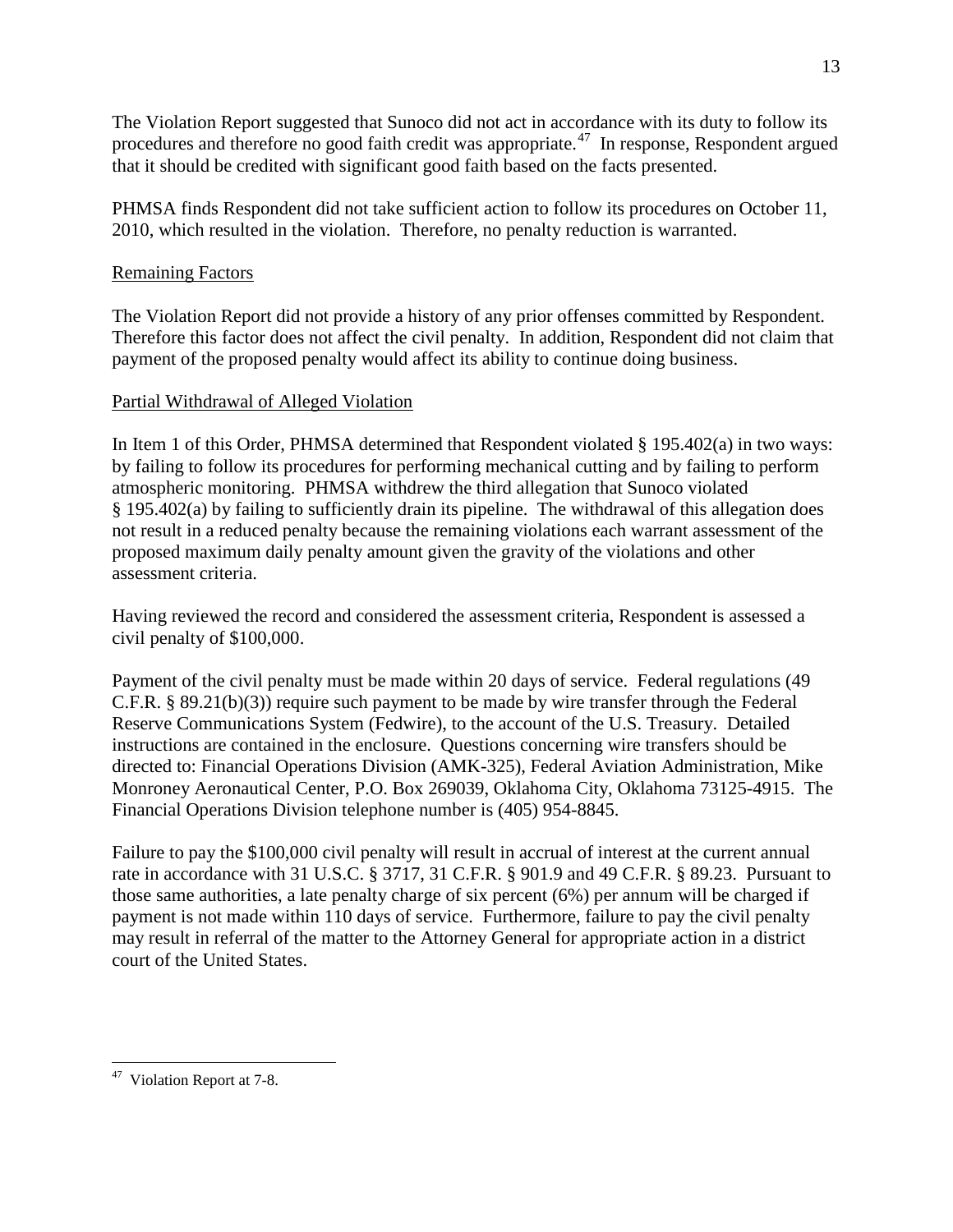The Violation Report suggested that Sunoco did not act in accordance with its duty to follow its procedures and therefore no good faith credit was appropriate.[47] In response, Respondent argued that it should be credited with significant good faith based on the facts presented.

PHMSA finds Respondent did not take sufficient action to follow its procedures on October 11, 2010, which resulted in the violation. Therefore, no penalty reduction is warranted.

Remaining Factors

The Violation Report did not provide a history of any prior offenses committed by Respondent. Therefore this factor does not affect the civil penalty. In addition, Respondent did not claim that payment of the proposed penalty would affect its ability to continue doing business.

Partial Withdrawal of Alleged Violation

In Item 1 of this Order, PHMSA determined that Respondent violated § 195.402(a) in two ways: by failing to follow its procedures for performing mechanical cutting and by failing to perform atmospheric monitoring. PHMSA withdrew the third allegation that Sunoco violated § 195.402(a) by failing to sufficiently drain its pipeline. The withdrawal of this allegation does not result in a reduced penalty because the remaining violations each warrant assessment of the proposed maximum daily penalty amount given the gravity of the violations and other assessment criteria.

Having reviewed the record and considered the assessment criteria, Respondent is assessed a civil penalty of $100,000.

Payment of the civil penalty must be made within 20 days of service. Federal regulations (49 C.F.R. § 89.21(b)(3)) require such payment to be made by wire transfer through the Federal Reserve Communications System (Fedwire), to the account of the U.S. Treasury. Detailed instructions are contained in the enclosure. Questions concerning wire transfers should be directed to: Financial Operations Division (AMK-325), Federal Aviation Administration, Mike Monroney Aeronautical Center, P.O. Box 269039, Oklahoma City, Oklahoma 73125-4915. The Financial Operations Division telephone number is (405) 954-8845.

Failure to pay the $100,000 civil penalty will result in accrual of interest at the current annual rate in accordance with 31 U.S.C. § 3717, 31 C.F.R. § 901.9 and 49 C.F.R. § 89.23. Pursuant to those same authorities, a late penalty charge of six percent (6%) per annum will be charged if payment is not made within 110 days of service. Furthermore, failure to pay the civil penalty may result in referral of the matter to the Attorney General for appropriate action in a district court of the United States.

---

[47] Violation Report at 7-8.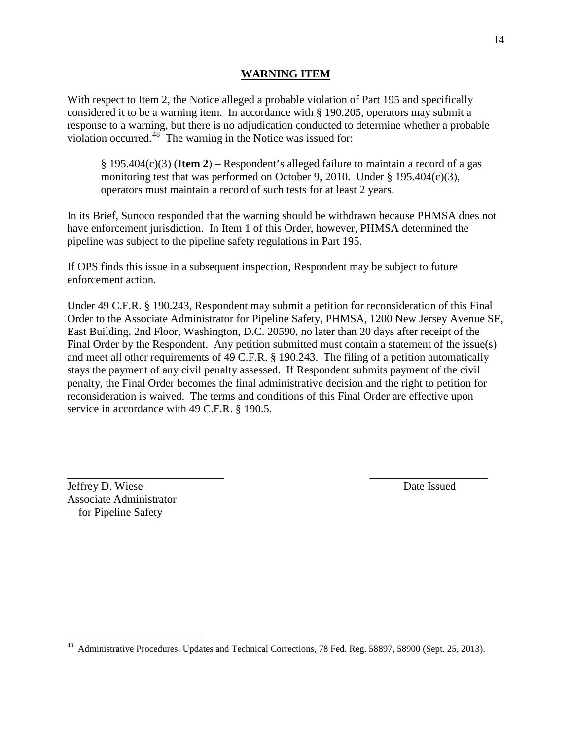## WARNING ITEM

With respect to Item 2, the Notice alleged a probable violation of Part 195 and specifically considered it to be a warning item. In accordance with § 190.205, operators may submit a response to a warning, but there is no adjudication conducted to determine whether a probable violation occurred.[48] The warning in the Notice was issued for:

> § 195.404(c)(3) (**Item 2**) – Respondent's alleged failure to maintain a record of a gas monitoring test that was performed on October 9, 2010. Under § 195.404(c)(3), operators must maintain a record of such tests for at least 2 years.

In its Brief, Sunoco responded that the warning should be withdrawn because PHMSA does not have enforcement jurisdiction. In Item 1 of this Order, however, PHMSA determined the pipeline was subject to the pipeline safety regulations in Part 195.

If OPS finds this issue in a subsequent inspection, Respondent may be subject to future enforcement action.

Under 49 C.F.R. § 190.243, Respondent may submit a petition for reconsideration of this Final Order to the Associate Administrator for Pipeline Safety, PHMSA, 1200 New Jersey Avenue SE, East Building, 2nd Floor, Washington, D.C. 20590, no later than 20 days after receipt of the Final Order by the Respondent. Any petition submitted must contain a statement of the issue(s) and meet all other requirements of 49 C.F.R. § 190.243. The filing of a petition automatically stays the payment of any civil penalty assessed. If Respondent submits payment of the civil penalty, the Final Order becomes the final administrative decision and the right to petition for reconsideration is waived. The terms and conditions of this Final Order are effective upon service in accordance with 49 C.F.R. § 190.5.

\_\_\_\_\_\_\_\_\_\_\_\_\_\_\_\_\_\_\_\_\_\_\_\_\_\_\_\_ \_\_\_\_\_\_\_\_\_\_\_\_\_\_\_\_\_\_\_\_\_

Jeffrey D. Wiese  Date Issued
Associate Administrator
for Pipeline Safety

[48] Administrative Procedures; Updates and Technical Corrections, 78 Fed. Reg. 58897, 58900 (Sept. 25, 2013).